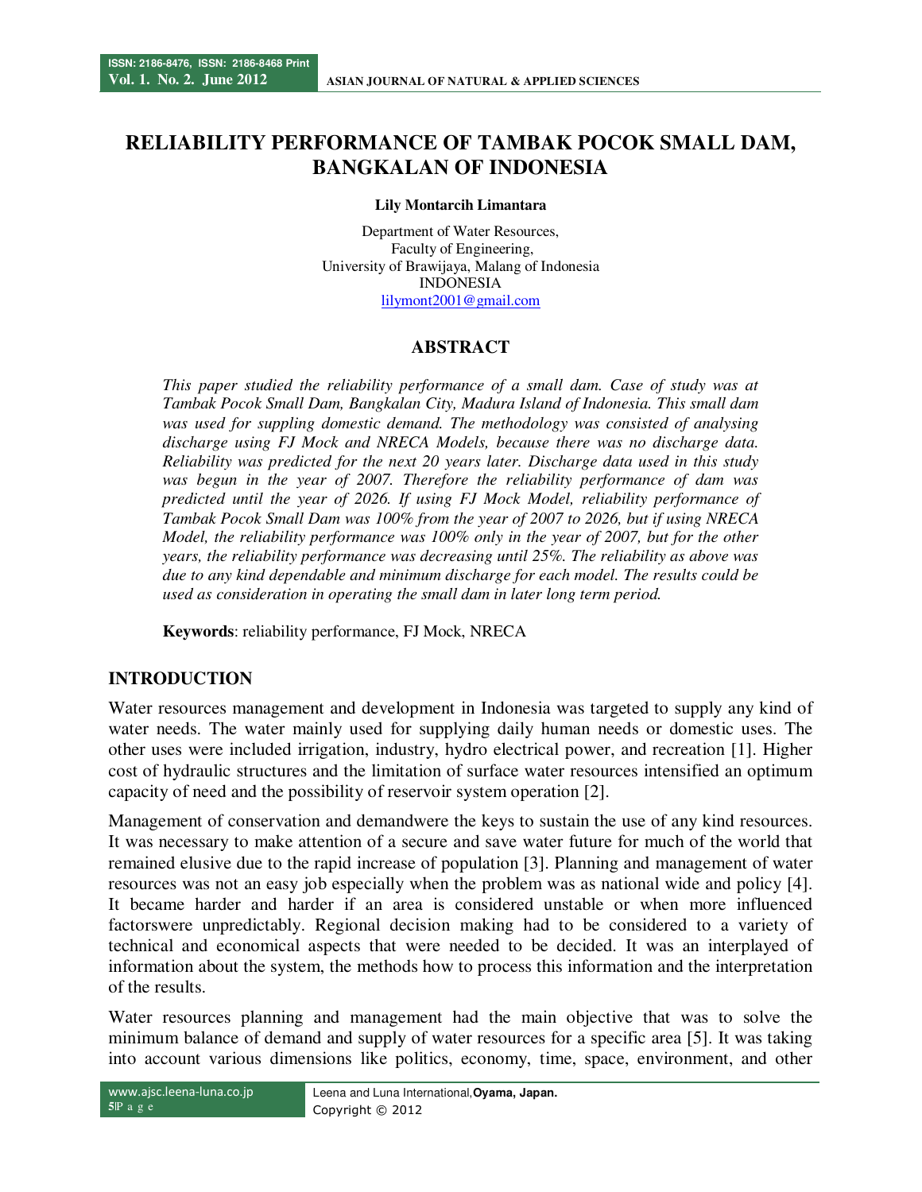# RELIABILITY PERFORMANCE OF TAMBAK POCOK SMALL DAM, BANGKALAN OF INDONESIA

**Lily Montarcih Limantara**

Department of Water Resources,
Faculty of Engineering,
University of Brawijaya, Malang of Indonesia
INDONESIA
lilymont2001@gmail.com

## ABSTRACT

*This paper studied the reliability performance of a small dam. Case of study was at Tambak Pocok Small Dam, Bangkalan City, Madura Island of Indonesia. This small dam was used for suppling domestic demand. The methodology was consisted of analysing discharge using FJ Mock and NRECA Models, because there was no discharge data. Reliability was predicted for the next 20 years later. Discharge data used in this study was begun in the year of 2007. Therefore the reliability performance of dam was predicted until the year of 2026. If using FJ Mock Model, reliability performance of Tambak Pocok Small Dam was 100% from the year of 2007 to 2026, but if using NRECA Model, the reliability performance was 100% only in the year of 2007, but for the other years, the reliability performance was decreasing until 25%. The reliability as above was due to any kind dependable and minimum discharge for each model. The results could be used as consideration in operating the small dam in later long term period.*

**Keywords**: reliability performance, FJ Mock, NRECA

## INTRODUCTION

Water resources management and development in Indonesia was targeted to supply any kind of water needs. The water mainly used for supplying daily human needs or domestic uses. The other uses were included irrigation, industry, hydro electrical power, and recreation [1]. Higher cost of hydraulic structures and the limitation of surface water resources intensified an optimum capacity of need and the possibility of reservoir system operation [2].

Management of conservation and demandwere the keys to sustain the use of any kind resources. It was necessary to make attention of a secure and save water future for much of the world that remained elusive due to the rapid increase of population [3]. Planning and management of water resources was not an easy job especially when the problem was as national wide and policy [4]. It became harder and harder if an area is considered unstable or when more influenced factorswere unpredictably. Regional decision making had to be considered to a variety of technical and economical aspects that were needed to be decided. It was an interplayed of information about the system, the methods how to process this information and the interpretation of the results.

Water resources planning and management had the main objective that was to solve the minimum balance of demand and supply of water resources for a specific area [5]. It was taking into account various dimensions like politics, economy, time, space, environment, and other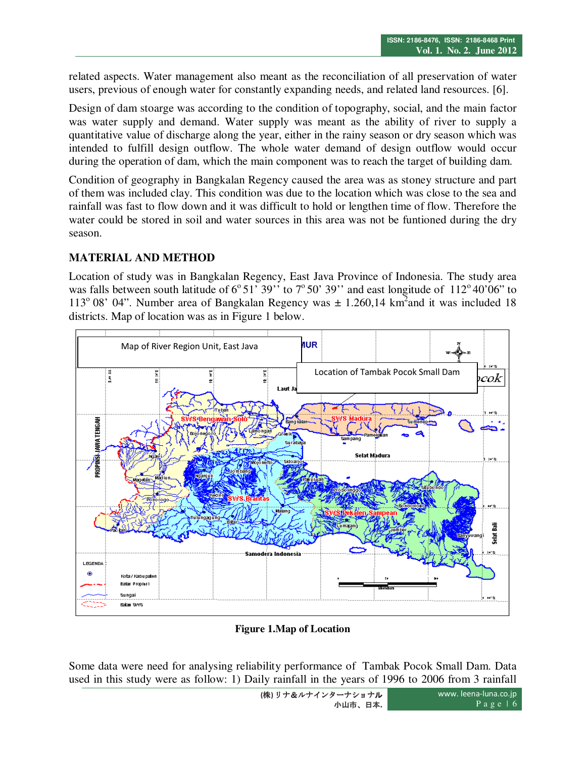related aspects. Water management also meant as the reconciliation of all preservation of water users, previous of enough water for constantly expanding needs, and related land resources. [6].

Design of dam stoarge was according to the condition of topography, social, and the main factor was water supply and demand. Water supply was meant as the ability of river to supply a quantitative value of discharge along the year, either in the rainy season or dry season which was intended to fulfill design outflow. The whole water demand of design outflow would occur during the operation of dam, which the main component was to reach the target of building dam.

Condition of geography in Bangkalan Regency caused the area was as stoney structure and part of them was included clay. This condition was due to the location which was close to the sea and rainfall was fast to flow down and it was difficult to hold or lengthen time of flow. Therefore the water could be stored in soil and water sources in this area was not be funtioned during the dry season.

## MATERIAL AND METHOD

Location of study was in Bangkalan Regency, East Java Province of Indonesia. The study area was falls between south latitude of 6° 51' 39'' to 7° 50' 39'' and east longitude of 112° 40'06'' to 113° 08' 04''. Number area of Bangkalan Regency was ± 1.260,14 km$^2$ and it was included 18 districts. Map of location was as in Figure 1 below.

**Figure 1.Map of Location**

Some data were need for analysing reliability performance of Tambak Pocok Small Dam. Data used in this study were as follow: 1) Daily rainfall in the years of 1996 to 2006 from 3 rainfall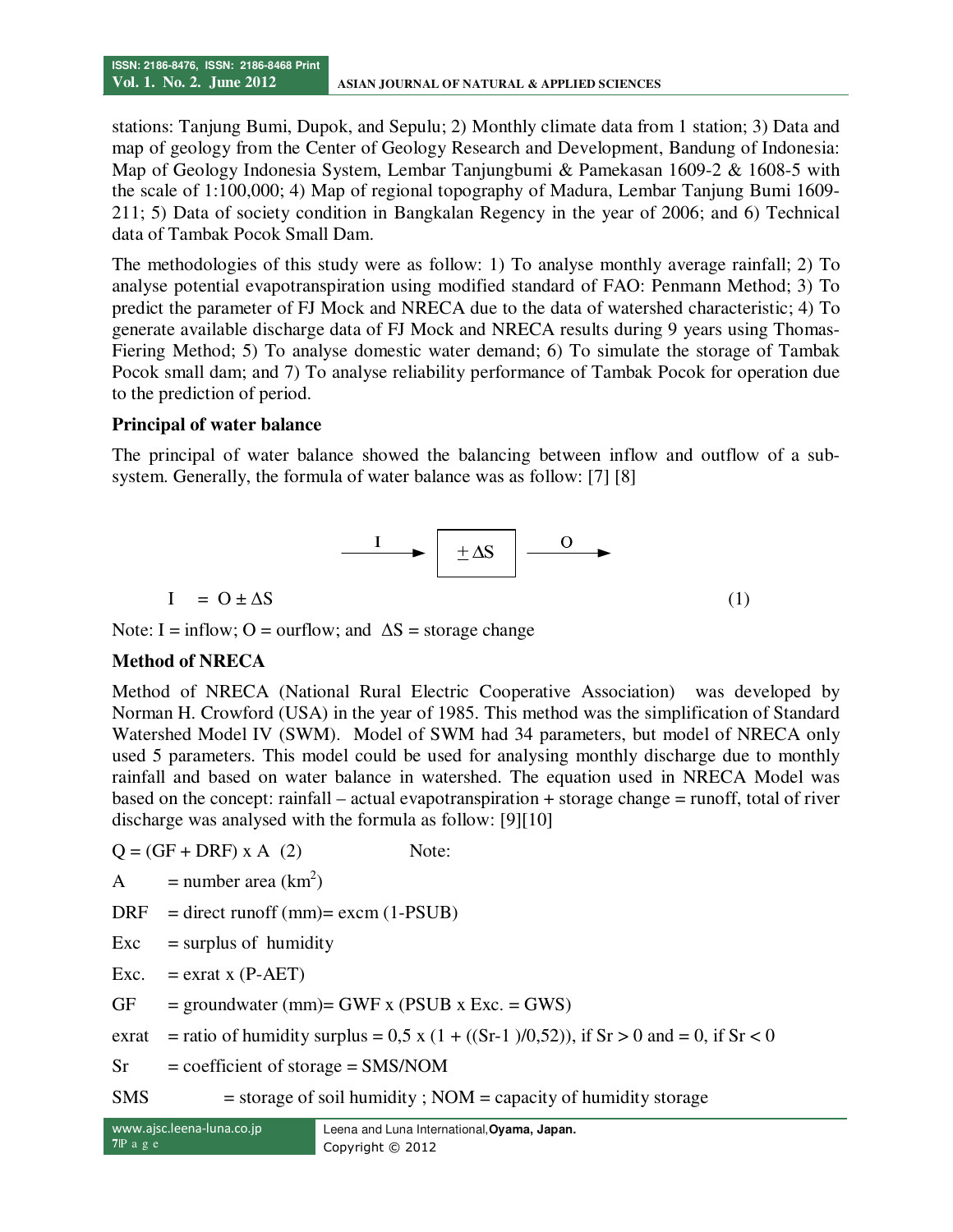stations: Tanjung Bumi, Dupok, and Sepulu; 2) Monthly climate data from 1 station; 3) Data and map of geology from the Center of Geology Research and Development, Bandung of Indonesia: Map of Geology Indonesia System, Lembar Tanjungbumi & Pamekasan 1609-2 & 1608-5 with the scale of 1:100,000; 4) Map of regional topography of Madura, Lembar Tanjung Bumi 1609-211; 5) Data of society condition in Bangkalan Regency in the year of 2006; and 6) Technical data of Tambak Pocok Small Dam.

The methodologies of this study were as follow: 1) To analyse monthly average rainfall; 2) To analyse potential evapotranspiration using modified standard of FAO: Penmann Method; 3) To predict the parameter of FJ Mock and NRECA due to the data of watershed characteristic; 4) To generate available discharge data of FJ Mock and NRECA results during 9 years using Thomas-Fiering Method; 5) To analyse domestic water demand; 6) To simulate the storage of Tambak Pocok small dam; and 7) To analyse reliability performance of Tambak Pocok for operation due to the prediction of period.

### Principal of water balance

The principal of water balance showed the balancing between inflow and outflow of a sub-system. Generally, the formula of water balance was as follow: [7] [8]

$$I \longrightarrow \boxed{\pm \Delta S} \longrightarrow O$$

$$I = O \pm \Delta S \quad (1)$$

Note: I = inflow; O = ourflow; and $\Delta S$ = storage change

### Method of NRECA

Method of NRECA (National Rural Electric Cooperative Association) was developed by Norman H. Crowford (USA) in the year of 1985. This method was the simplification of Standard Watershed Model IV (SWM). Model of SWM had 34 parameters, but model of NRECA only used 5 parameters. This model could be used for analysing monthly discharge due to monthly rainfall and based on water balance in watershed. The equation used in NRECA Model was based on the concept: rainfall – actual evapotranspiration + storage change = runoff, total of river discharge was analysed with the formula as follow: [9][10]

$Q = (GF + DRF) \times A$ (2) Note:

A = number area ($km^2$)

DRF = direct runoff (mm)= excm (1-PSUB)

Exc = surplus of humidity

Exc. = exrat x (P-AET)

GF = groundwater (mm)= GWF x (PSUB x Exc. = GWS)

exrat = ratio of humidity surplus = 0,5 x (1 + ((Sr-1 )/0,52)), if Sr > 0 and = 0, if Sr < 0

Sr = coefficient of storage = SMS/NOM

SMS = storage of soil humidity ; NOM = capacity of humidity storage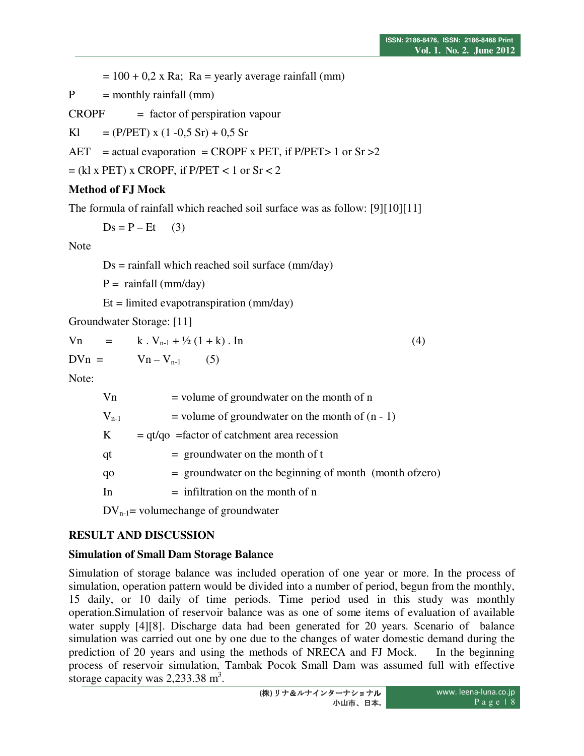$= 100 + 0{,}2 \times Ra$; Ra = yearly average rainfall (mm)

P = monthly rainfall (mm)

CROPF = factor of perspiration vapour

Kl $= (P/PET) \times (1 - 0{,}5\ Sr) + 0{,}5\ Sr$

AET = actual evaporation $= CROPF \times PET$, if $P/PET > 1$ or $Sr > 2$

$= (kl \times PET) \times CROPF$, if $P/PET < 1$ or $Sr < 2$

**Method of FJ Mock**

The formula of rainfall which reached soil surface was as follow: [9][10][11]

$$Ds = P - Et \quad (3)$$

Note

Ds = rainfall which reached soil surface (mm/day)

P = rainfall (mm/day)

Et = limited evapotranspiration (mm/day)

Groundwater Storage: [11]

$$Vn = k \cdot V_{n-1} + \tfrac{1}{2}(1 + k) \cdot In \quad (4)$$

$$DVn = Vn - V_{n-1} \quad (5)$$

Note:

Vn = volume of groundwater on the month of n

$V_{n-1}$ = volume of groundwater on the month of (n - 1)

K = qt/qo =factor of catchment area recession

qt = groundwater on the month of t

qo = groundwater on the beginning of month (month ofzero)

In = infiltration on the month of n

$DV_{n-1}$= volumechange of groundwater

## RESULT AND DISCUSSION

### Simulation of Small Dam Storage Balance

Simulation of storage balance was included operation of one year or more. In the process of simulation, operation pattern would be divided into a number of period, begun from the monthly, 15 daily, or 10 daily of time periods. Time period used in this study was monthly operation.Simulation of reservoir balance was as one of some items of evaluation of available water supply [4][8]. Discharge data had been generated for 20 years. Scenario of balance simulation was carried out one by one due to the changes of water domestic demand during the prediction of 20 years and using the methods of NRECA and FJ Mock. In the beginning process of reservoir simulation, Tambak Pocok Small Dam was assumed full with effective storage capacity was 2,233.38 $m^3$.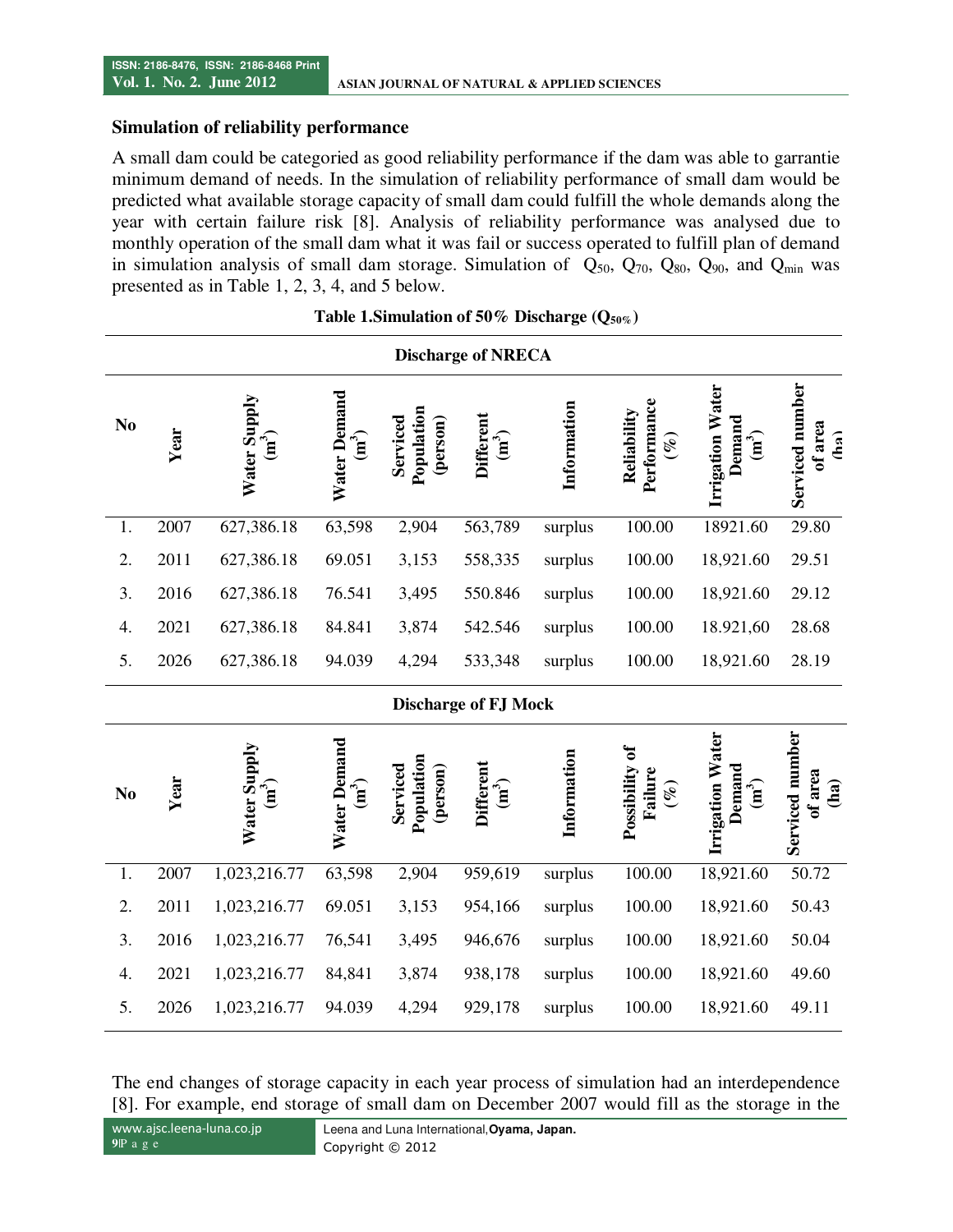### Simulation of reliability performance

A small dam could be categoried as good reliability performance if the dam was able to garrantie minimum demand of needs. In the simulation of reliability performance of small dam would be predicted what available storage capacity of small dam could fulfill the whole demands along the year with certain failure risk [8]. Analysis of reliability performance was analysed due to monthly operation of the small dam what it was fail or success operated to fulfill plan of demand in simulation analysis of small dam storage. Simulation of $Q_{50}$, $Q_{70}$, $Q_{80}$, $Q_{90}$, and $Q_{min}$ was presented as in Table 1, 2, 3, 4, and 5 below.

**Table 1.Simulation of 50% Discharge ($Q_{50\%}$)**

| Discharge of NRECA | | | | | | | | | |
|---|---|---|---|---|---|---|---|---|---|
| No | Year | Water Supply ($m^3$) | Water Demand ($m^3$) | Serviced Population (person) | Different ($m^3$) | Information | Reliability Performance (%) | Irrigation Water Demand ($m^3$) | Serviced number of area (ha) |
| 1. | 2007 | 627,386.18 | 63,598 | 2,904 | 563,789 | surplus | 100.00 | 18921.60 | 29.80 |
| 2. | 2011 | 627,386.18 | 69.051 | 3,153 | 558,335 | surplus | 100.00 | 18,921.60 | 29.51 |
| 3. | 2016 | 627,386.18 | 76.541 | 3,495 | 550.846 | surplus | 100.00 | 18,921.60 | 29.12 |
| 4. | 2021 | 627,386.18 | 84.841 | 3,874 | 542.546 | surplus | 100.00 | 18.921,60 | 28.68 |
| 5. | 2026 | 627,386.18 | 94.039 | 4,294 | 533,348 | surplus | 100.00 | 18,921.60 | 28.19 |
| **Discharge of FJ Mock** | | | | | | | | | |
| **No** | **Year** | **Water Supply ($m^3$)** | **Water Demand ($m^3$)** | **Serviced Population (person)** | **Different ($m^3$)** | **Information** | **Possibility of Failure (%)** | **Irrigation Water Demand ($m^3$)** | **Serviced number of area (ha)** |
| 1. | 2007 | 1,023,216.77 | 63,598 | 2,904 | 959,619 | surplus | 100.00 | 18,921.60 | 50.72 |
| 2. | 2011 | 1,023,216.77 | 69.051 | 3,153 | 954,166 | surplus | 100.00 | 18,921.60 | 50.43 |
| 3. | 2016 | 1,023,216.77 | 76,541 | 3,495 | 946,676 | surplus | 100.00 | 18,921.60 | 50.04 |
| 4. | 2021 | 1,023,216.77 | 84,841 | 3,874 | 938,178 | surplus | 100.00 | 18,921.60 | 49.60 |
| 5. | 2026 | 1,023,216.77 | 94.039 | 4,294 | 929,178 | surplus | 100.00 | 18,921.60 | 49.11 |

The end changes of storage capacity in each year process of simulation had an interdependence [8]. For example, end storage of small dam on December 2007 would fill as the storage in the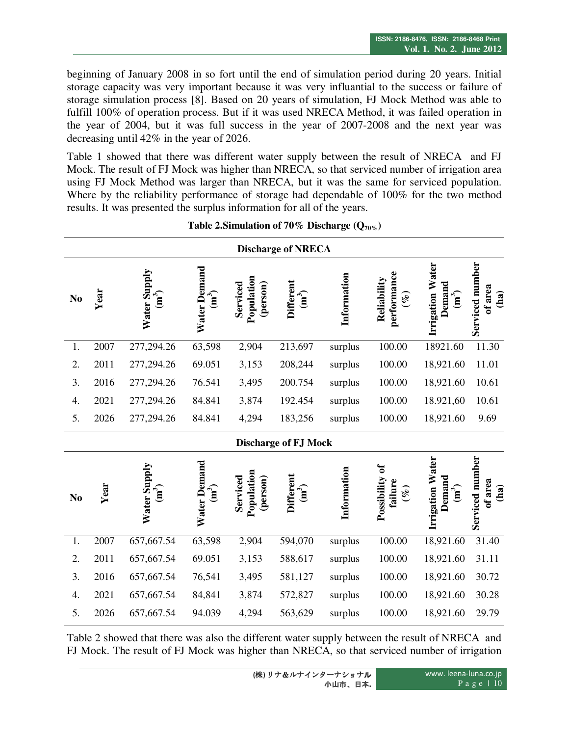beginning of January 2008 in so fort until the end of simulation period during 20 years. Initial storage capacity was very important because it was very influantial to the success or failure of storage simulation process [8]. Based on 20 years of simulation, FJ Mock Method was able to fulfill 100% of operation process. But if it was used NRECA Method, it was failed operation in the year of 2004, but it was full success in the year of 2007-2008 and the next year was decreasing until 42% in the year of 2026.

Table 1 showed that there was different water supply between the result of NRECA and FJ Mock. The result of FJ Mock was higher than NRECA, so that serviced number of irrigation area using FJ Mock Method was larger than NRECA, but it was the same for serviced population. Where by the reliability performance of storage had dependable of 100% for the two method results. It was presented the surplus information for all of the years.

**Table 2.Simulation of 70% Discharge ($Q_{70\%}$)**

| Discharge of NRECA | | | | | | | | | |
|---|---|---|---|---|---|---|---|---|---|
| **No** | **Year** | **Water Supply ($m^3$)** | **Water Demand ($m^3$)** | **Serviced Population (person)** | **Different ($m^3$)** | **Information** | **Reliability performance (%)** | **Irrigation Water Demand ($m^3$)** | **Serviced number of area (ha)** |
| 1. | 2007 | 277,294.26 | 63,598 | 2,904 | 213,697 | surplus | 100.00 | 18921.60 | 11.30 |
| 2. | 2011 | 277,294.26 | 69.051 | 3,153 | 208,244 | surplus | 100.00 | 18,921.60 | 11.01 |
| 3. | 2016 | 277,294.26 | 76.541 | 3,495 | 200.754 | surplus | 100.00 | 18,921.60 | 10.61 |
| 4. | 2021 | 277,294.26 | 84.841 | 3,874 | 192.454 | surplus | 100.00 | 18.921,60 | 10.61 |
| 5. | 2026 | 277,294.26 | 84.841 | 4,294 | 183,256 | surplus | 100.00 | 18,921.60 | 9.69 |
| **Discharge of FJ Mock** | | | | | | | | | |
| **No** | **Year** | **Water Supply ($m^3$)** | **Water Demand ($m^3$)** | **Serviced Population (person)** | **Different ($m^3$)** | **Information** | **Possibility of failure (%)** | **Irrigation Water Demand ($m^3$)** | **Serviced number of area (ha)** |
| 1. | 2007 | 657,667.54 | 63,598 | 2,904 | 594,070 | surplus | 100.00 | 18,921.60 | 31.40 |
| 2. | 2011 | 657,667.54 | 69.051 | 3,153 | 588,617 | surplus | 100.00 | 18,921.60 | 31.11 |
| 3. | 2016 | 657,667.54 | 76,541 | 3,495 | 581,127 | surplus | 100.00 | 18,921.60 | 30.72 |
| 4. | 2021 | 657,667.54 | 84,841 | 3,874 | 572,827 | surplus | 100.00 | 18,921.60 | 30.28 |
| 5. | 2026 | 657,667.54 | 94.039 | 4,294 | 563,629 | surplus | 100.00 | 18,921.60 | 29.79 |

Table 2 showed that there was also the different water supply between the result of NRECA and FJ Mock. The result of FJ Mock was higher than NRECA, so that serviced number of irrigation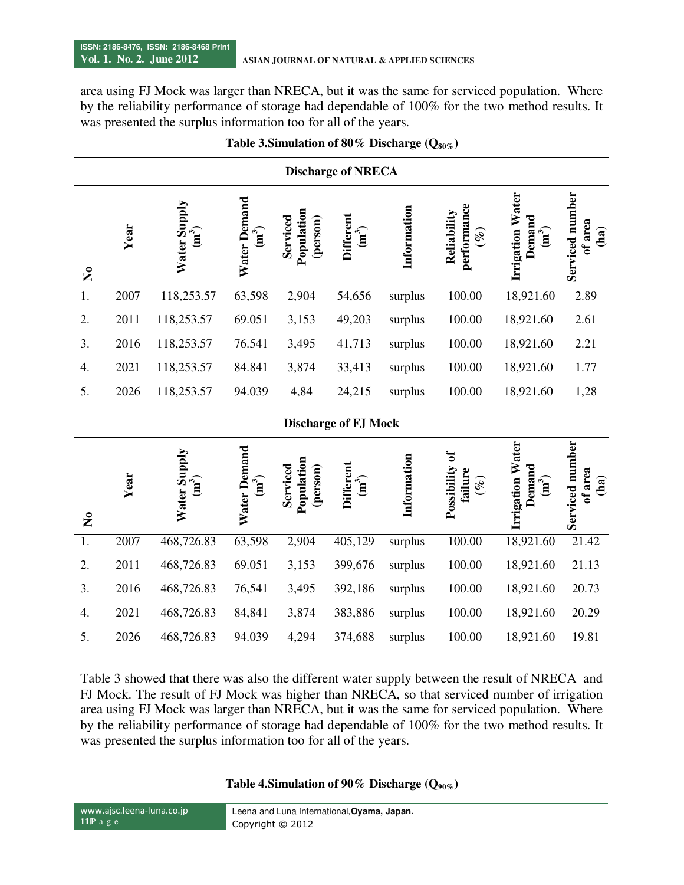area using FJ Mock was larger than NRECA, but it was the same for serviced population. Where by the reliability performance of storage had dependable of 100% for the two method results. It was presented the surplus information too for all of the years.

**Table 3.Simulation of 80% Discharge ($Q_{80\%}$)**

| Discharge of NRECA | | | | | | | | | |
|---|---|---|---|---|---|---|---|---|---|
| No | Year | Water Supply ($m^3$) | Water Demand ($m^3$) | Serviced Population (person) | Different ($m^3$) | Information | Reliability performance (%) | Irrigation Water Demand ($m^3$) | Serviced number of area (ha) |
| 1. | 2007 | 118,253.57 | 63,598 | 2,904 | 54,656 | surplus | 100.00 | 18,921.60 | 2.89 |
| 2. | 2011 | 118,253.57 | 69.051 | 3,153 | 49,203 | surplus | 100.00 | 18,921.60 | 2.61 |
| 3. | 2016 | 118,253.57 | 76.541 | 3,495 | 41,713 | surplus | 100.00 | 18,921.60 | 2.21 |
| 4. | 2021 | 118,253.57 | 84.841 | 3,874 | 33,413 | surplus | 100.00 | 18,921.60 | 1.77 |
| 5. | 2026 | 118,253.57 | 94.039 | 4,84 | 24,215 | surplus | 100.00 | 18,921.60 | 1,28 |

| Discharge of FJ Mock | | | | | | | | | |
|---|---|---|---|---|---|---|---|---|---|
| No | Year | Water Supply ($m^3$) | Water Demand ($m^3$) | Serviced Population (person) | Different ($m^3$) | Information | Possibility of failure (%) | Irrigation Water Demand ($m^3$) | Serviced number of area (ha) |
| 1. | 2007 | 468,726.83 | 63,598 | 2,904 | 405,129 | surplus | 100.00 | 18,921.60 | 21.42 |
| 2. | 2011 | 468,726.83 | 69.051 | 3,153 | 399,676 | surplus | 100.00 | 18,921.60 | 21.13 |
| 3. | 2016 | 468,726.83 | 76,541 | 3,495 | 392,186 | surplus | 100.00 | 18,921.60 | 20.73 |
| 4. | 2021 | 468,726.83 | 84,841 | 3,874 | 383,886 | surplus | 100.00 | 18,921.60 | 20.29 |
| 5. | 2026 | 468,726.83 | 94.039 | 4,294 | 374,688 | surplus | 100.00 | 18,921.60 | 19.81 |

Table 3 showed that there was also the different water supply between the result of NRECA and FJ Mock. The result of FJ Mock was higher than NRECA, so that serviced number of irrigation area using FJ Mock was larger than NRECA, but it was the same for serviced population. Where by the reliability performance of storage had dependable of 100% for the two method results. It was presented the surplus information too for all of the years.

**Table 4.Simulation of 90% Discharge ($Q_{90\%}$)**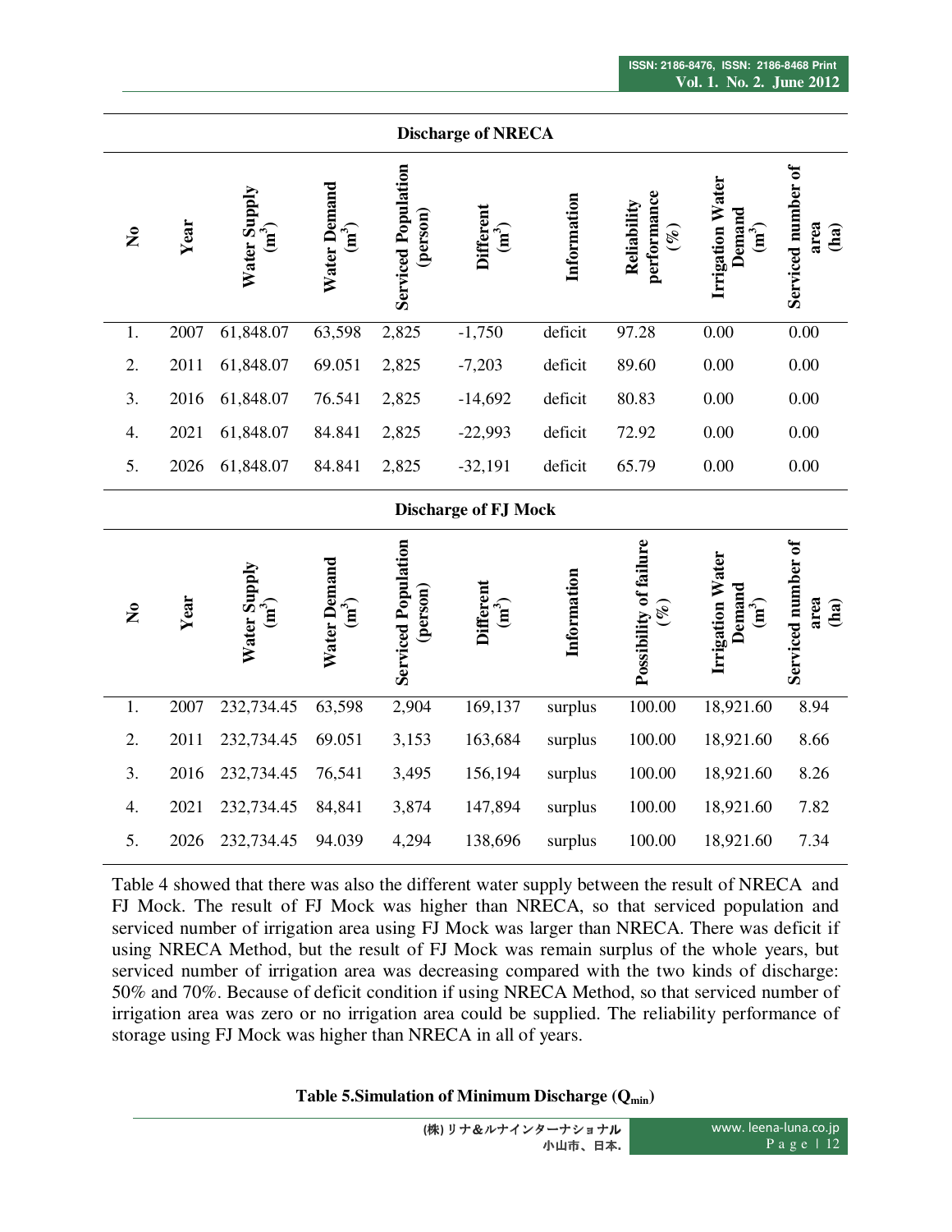| No | Year | Water Supply ($m^3$) | Water Demand ($m^3$) | Serviced Population (person) | Different ($m^3$) | Information | Reliability performance (%) | Irrigation Water Demand ($m^3$) | Serviced number of area (ha) |
|---|---|---|---|---|---|---|---|---|---|
| **Discharge of NRECA** | | | | | | | | | |
| 1. | 2007 | 61,848.07 | 63,598 | 2,825 | -1,750 | deficit | 97.28 | 0.00 | 0.00 |
| 2. | 2011 | 61,848.07 | 69.051 | 2,825 | -7,203 | deficit | 89.60 | 0.00 | 0.00 |
| 3. | 2016 | 61,848.07 | 76.541 | 2,825 | -14,692 | deficit | 80.83 | 0.00 | 0.00 |
| 4. | 2021 | 61,848.07 | 84.841 | 2,825 | -22,993 | deficit | 72.92 | 0.00 | 0.00 |
| 5. | 2026 | 61,848.07 | 84.841 | 2,825 | -32,191 | deficit | 65.79 | 0.00 | 0.00 |

| No | Year | Water Supply ($m^3$) | Water Demand ($m^3$) | Serviced Population (person) | Different ($m^3$) | Information | Possibility of failure (%) | Irrigation Water Demand ($m^3$) | Serviced number of area (ha) |
|---|---|---|---|---|---|---|---|---|---|
| **Discharge of FJ Mock** | | | | | | | | | |
| 1. | 2007 | 232,734.45 | 63,598 | 2,904 | 169,137 | surplus | 100.00 | 18,921.60 | 8.94 |
| 2. | 2011 | 232,734.45 | 69.051 | 3,153 | 163,684 | surplus | 100.00 | 18,921.60 | 8.66 |
| 3. | 2016 | 232,734.45 | 76,541 | 3,495 | 156,194 | surplus | 100.00 | 18,921.60 | 8.26 |
| 4. | 2021 | 232,734.45 | 84,841 | 3,874 | 147,894 | surplus | 100.00 | 18,921.60 | 7.82 |
| 5. | 2026 | 232,734.45 | 94.039 | 4,294 | 138,696 | surplus | 100.00 | 18,921.60 | 7.34 |

Table 4 showed that there was also the different water supply between the result of NRECA and FJ Mock. The result of FJ Mock was higher than NRECA, so that serviced population and serviced number of irrigation area using FJ Mock was larger than NRECA. There was deficit if using NRECA Method, but the result of FJ Mock was remain surplus of the whole years, but serviced number of irrigation area was decreasing compared with the two kinds of discharge: 50% and 70%. Because of deficit condition if using NRECA Method, so that serviced number of irrigation area was zero or no irrigation area could be supplied. The reliability performance of storage using FJ Mock was higher than NRECA in all of years.

**Table 5.Simulation of Minimum Discharge ($Q_{min}$)**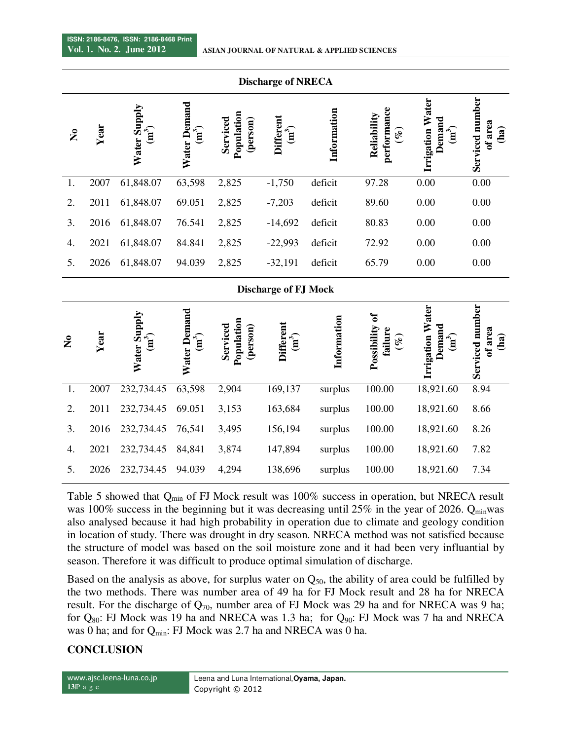| No | Year | Water Supply ($m^3$) | Water Demand ($m^3$) | Serviced Population (person) | Different ($m^3$) | Information | Reliability performance (%) | Irrigation Water Demand ($m^3$) | Serviced number of area (ha) |
|---|---|---|---|---|---|---|---|---|---|
| **Discharge of NRECA** | | | | | | | | | |
| 1. | 2007 | 61,848.07 | 63,598 | 2,825 | -1,750 | deficit | 97.28 | 0.00 | 0.00 |
| 2. | 2011 | 61,848.07 | 69.051 | 2,825 | -7,203 | deficit | 89.60 | 0.00 | 0.00 |
| 3. | 2016 | 61,848.07 | 76.541 | 2,825 | -14,692 | deficit | 80.83 | 0.00 | 0.00 |
| 4. | 2021 | 61,848.07 | 84.841 | 2,825 | -22,993 | deficit | 72.92 | 0.00 | 0.00 |
| 5. | 2026 | 61,848.07 | 94.039 | 2,825 | -32,191 | deficit | 65.79 | 0.00 | 0.00 |

| No | Year | Water Supply ($m^3$) | Water Demand ($m^3$) | Serviced Population (person) | Different ($m^3$) | Information | Possibility of failure (%) | Irrigation Water Demand ($m^3$) | Serviced number of area (ha) |
|---|---|---|---|---|---|---|---|---|---|
| **Discharge of FJ Mock** | | | | | | | | | |
| 1. | 2007 | 232,734.45 | 63,598 | 2,904 | 169,137 | surplus | 100.00 | 18,921.60 | 8.94 |
| 2. | 2011 | 232,734.45 | 69.051 | 3,153 | 163,684 | surplus | 100.00 | 18,921.60 | 8.66 |
| 3. | 2016 | 232,734.45 | 76,541 | 3,495 | 156,194 | surplus | 100.00 | 18,921.60 | 8.26 |
| 4. | 2021 | 232,734.45 | 84,841 | 3,874 | 147,894 | surplus | 100.00 | 18,921.60 | 7.82 |
| 5. | 2026 | 232,734.45 | 94.039 | 4,294 | 138,696 | surplus | 100.00 | 18,921.60 | 7.34 |

Table 5 showed that $Q_{min}$ of FJ Mock result was 100% success in operation, but NRECA result was 100% success in the beginning but it was decreasing until 25% in the year of 2026. $Q_{min}$ was also analysed because it had high probability in operation due to climate and geology condition in location of study. There was drought in dry season. NRECA method was not satisfied because the structure of model was based on the soil moisture zone and it had been very influantial by season. Therefore it was difficult to produce optimal simulation of discharge.

Based on the analysis as above, for surplus water on $Q_{50}$, the ability of area could be fulfilled by the two methods. There was number area of 49 ha for FJ Mock result and 28 ha for NRECA result. For the discharge of $Q_{70}$, number area of FJ Mock was 29 ha and for NRECA was 9 ha; for $Q_{80}$: FJ Mock was 19 ha and NRECA was 1.3 ha; for $Q_{90}$: FJ Mock was 7 ha and NRECA was 0 ha; and for $Q_{min}$: FJ Mock was 2.7 ha and NRECA was 0 ha.

## CONCLUSION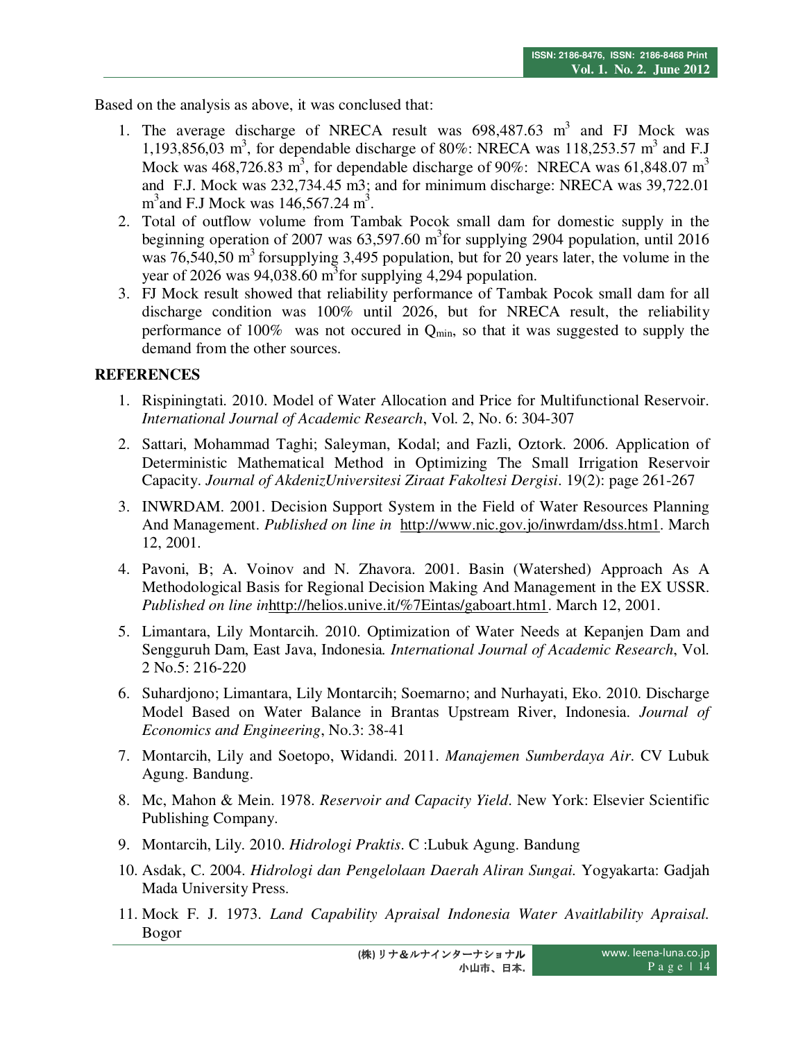Based on the analysis as above, it was concluded that:

1. The average discharge of NRECA result was 698,487.63 $m^3$ and FJ Mock was 1,193,856,03 $m^3$, for dependable discharge of 80%: NRECA was 118,253.57 $m^3$ and F.J Mock was 468,726.83 $m^3$, for dependable discharge of 90%: NRECA was 61,848.07 $m^3$ and F.J. Mock was 232,734.45 m3; and for minimum discharge: NRECA was 39,722.01 $m^3$and F.J Mock was 146,567.24 $m^3$.
2. Total of outflow volume from Tambak Pocok small dam for domestic supply in the beginning operation of 2007 was 63,597.60 $m^3$for supplying 2904 population, until 2016 was 76,540,50 $m^3$ forsupplying 3,495 population, but for 20 years later, the volume in the year of 2026 was 94,038.60 $m^3$for supplying 4,294 population.
3. FJ Mock result showed that reliability performance of Tambak Pocok small dam for all discharge condition was 100% until 2026, but for NRECA result, the reliability performance of 100% was not occured in $Q_{min}$, so that it was suggested to supply the demand from the other sources.

## REFERENCES

1. Rispiningtati. 2010. Model of Water Allocation and Price for Multifunctional Reservoir. *International Journal of Academic Research*, Vol. 2, No. 6: 304-307
2. Sattari, Mohammad Taghi; Saleyman, Kodal; and Fazli, Oztork. 2006. Application of Deterministic Mathematical Method in Optimizing The Small Irrigation Reservoir Capacity. *Journal of AkdenizUniversitesi Ziraat Fakoltesi Dergisi*. 19(2): page 261-267
3. INWRDAM. 2001. Decision Support System in the Field of Water Resources Planning And Management. *Published on line in* http://www.nic.gov.jo/inwrdam/dss.html1. March 12, 2001.
4. Pavoni, B; A. Voinov and N. Zhavora. 2001. Basin (Watershed) Approach As A Methodological Basis for Regional Decision Making And Management in the EX USSR. *Published on line in*http://helios.unive.it/%7Eintas/gaboart.html1. March 12, 2001.
5. Limantara, Lily Montarcih. 2010. Optimization of Water Needs at Kepanjen Dam and Sengguruh Dam, East Java, Indonesia. *International Journal of Academic Research*, Vol. 2 No.5: 216-220
6. Suhardjono; Limantara, Lily Montarcih; Soemarno; and Nurhayati, Eko. 2010. Discharge Model Based on Water Balance in Brantas Upstream River, Indonesia. *Journal of Economics and Engineering*, No.3: 38-41
7. Montarcih, Lily and Soetopo, Widandi. 2011. *Manajemen Sumberdaya Air*. CV Lubuk Agung. Bandung.
8. Mc, Mahon & Mein. 1978. *Reservoir and Capacity Yield*. New York: Elsevier Scientific Publishing Company.
9. Montarcih, Lily. 2010. *Hidrologi Praktis*. C :Lubuk Agung. Bandung
10. Asdak, C. 2004. *Hidrologi dan Pengelolaan Daerah Aliran Sungai.* Yogyakarta: Gadjah Mada University Press.
11. Mock F. J. 1973. *Land Capability Apraisal Indonesia Water Avaitlability Apraisal.* Bogor